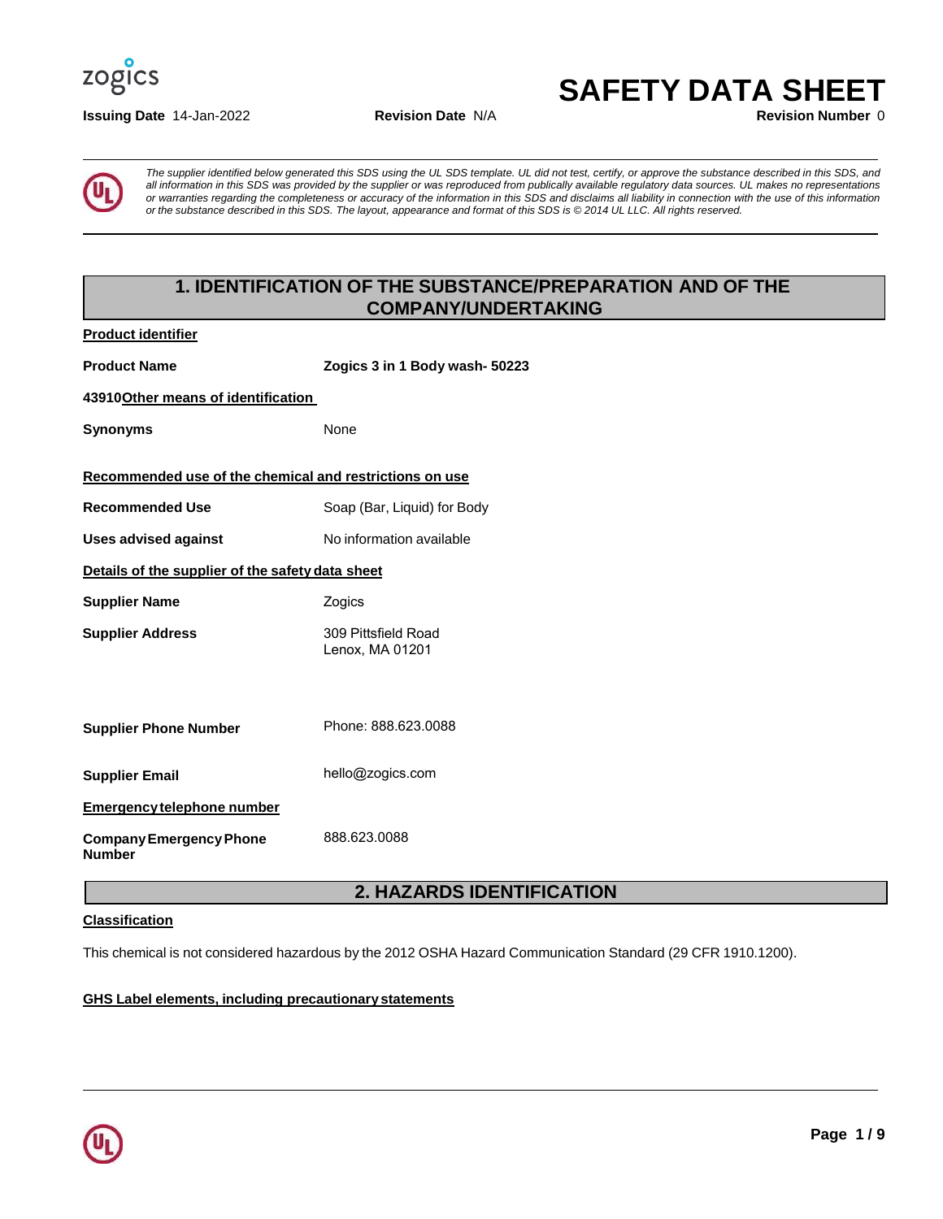zogics

# SAFETY DATA SHEET

**Issuing Date** 14-Jan-2022 **Revision Date** N/A **Revision Number** 0

*The supplier identified below generated this SDS using the UL SDS template. UL did not test, certify, or approve the substance described in this SDS, and all information in this SDS was provided by the supplier or was reproduced from publically available regulatory data sources. UL makes no representations or warranties regarding the completeness or accuracy of the information in this SDS and disclaims all liability in connection with the use of this information or the substance described in this SDS. The layout, appearance and format of this SDS is © 2014 UL LLC. All rights reserved.*

## 1. IDENTIFICATION OF THE SUBSTANCE/PREPARATION AND OF THE COMPANY/UNDERTAKING

**Product identifier**

**Product Name** Zogics 3 in 1 Body wash- 50223

**43910Other means of identification**

**Synonyms** None

**Recommended use of the chemical and restrictions on use**

**Recommended Use** Soap (Bar, Liquid) for Body

**Uses advised against** No information available

**Details of the supplier of the safety data sheet**

**Supplier Name** Zogics

**Supplier Address** 309 Pittsfield Road
Lenox, MA 01201

**Supplier Phone Number** Phone: 888.623.0088

**Supplier Email** hello@zogics.com

**Emergency telephone number**

**Company Emergency Phone Number** 888.623.0088

## 2. HAZARDS IDENTIFICATION

**Classification**

This chemical is not considered hazardous by the 2012 OSHA Hazard Communication Standard (29 CFR 1910.1200).

**GHS Label elements, including precautionary statements**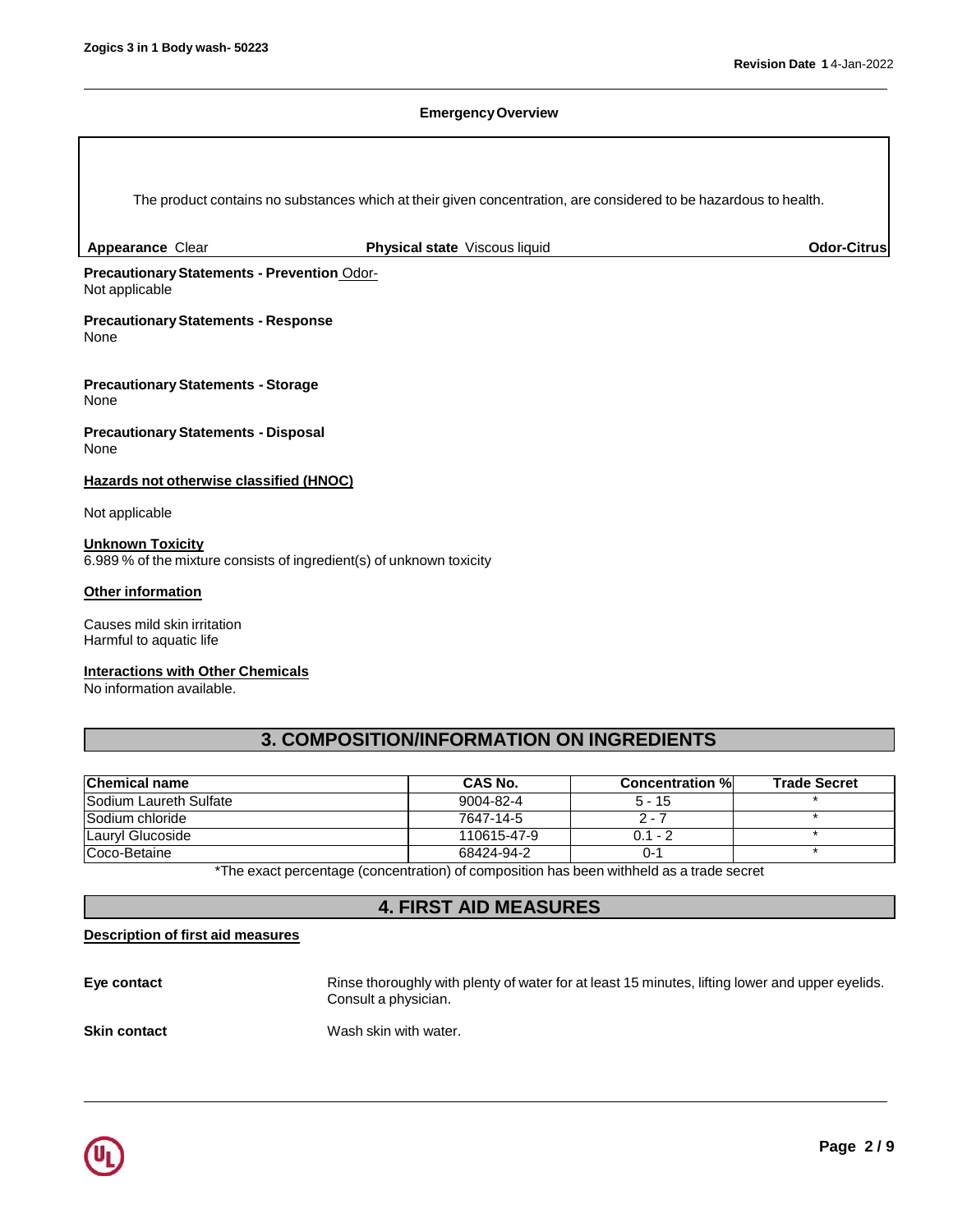**Emergency Overview**

The product contains no substances which at their given concentration, are considered to be hazardous to health.

**Appearance** Clear **Physical state** Viscous liquid **Odor-Citrus**

**Precautionary Statements - Prevention** Odor-
Not applicable

**Precautionary Statements - Response**
None

**Precautionary Statements - Storage**
None

**Precautionary Statements - Disposal**
None

**Hazards not otherwise classified (HNOC)**

Not applicable

**Unknown Toxicity**
6.989 % of the mixture consists of ingredient(s) of unknown toxicity

**Other information**

Causes mild skin irritation
Harmful to aquatic life

**Interactions with Other Chemicals**
No information available.

## 3. COMPOSITION/INFORMATION ON INGREDIENTS

| Chemical name | CAS No. | Concentration % | Trade Secret |
|---|---|---|---|
| Sodium Laureth Sulfate | 9004-82-4 | 5 - 15 | * |
| Sodium chloride | 7647-14-5 | 2 - 7 | * |
| Lauryl Glucoside | 110615-47-9 | 0.1 - 2 | * |
| Coco-Betaine | 68424-94-2 | 0-1 | * |

*The exact percentage (concentration) of composition has been withheld as a trade secret

## 4. FIRST AID MEASURES

**Description of first aid measures**

**Eye contact** Rinse thoroughly with plenty of water for at least 15 minutes, lifting lower and upper eyelids. Consult a physician.

**Skin contact** Wash skin with water.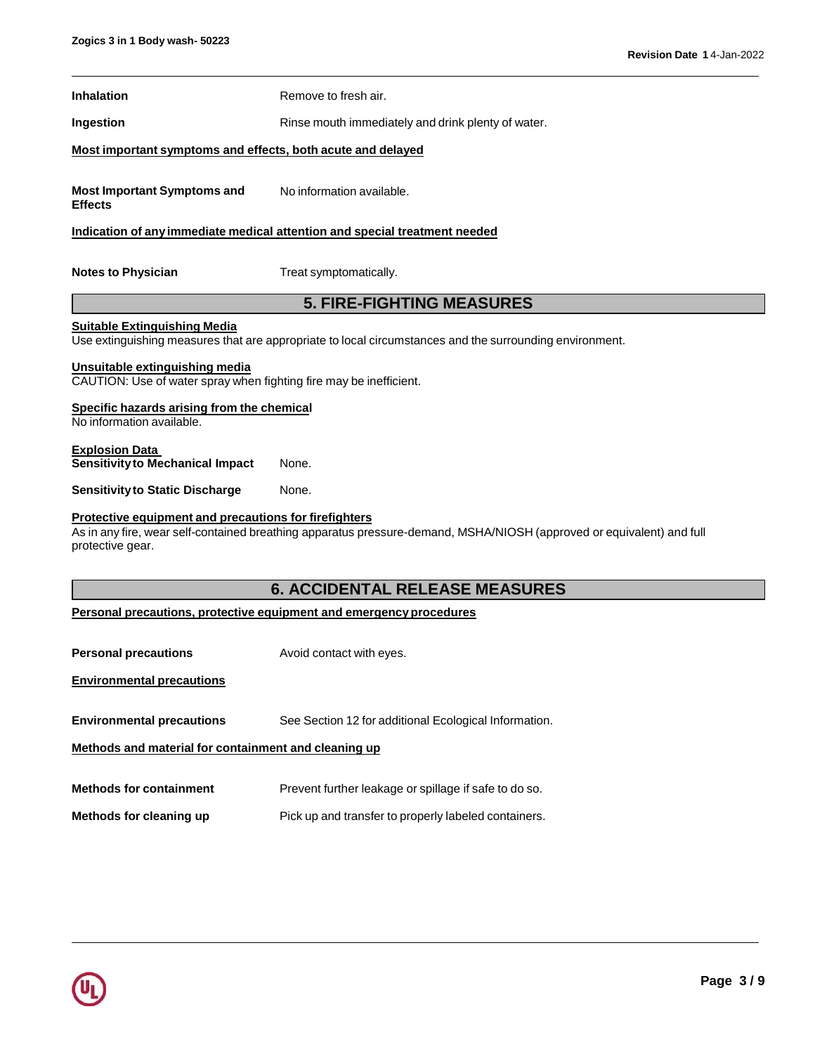**Inhalation** Remove to fresh air.

**Ingestion** Rinse mouth immediately and drink plenty of water.

**Most important symptoms and effects, both acute and delayed**

**Most Important Symptoms and Effects** No information available.

**Indication of any immediate medical attention and special treatment needed**

**Notes to Physician** Treat symptomatically.

## 5. FIRE-FIGHTING MEASURES

**Suitable Extinguishing Media**
Use extinguishing measures that are appropriate to local circumstances and the surrounding environment.

**Unsuitable extinguishing media**
CAUTION: Use of water spray when fighting fire may be inefficient.

**Specific hazards arising from the chemical**
No information available.

**Explosion Data**
**Sensitivity to Mechanical Impact** None.

**Sensitivity to Static Discharge** None.

**Protective equipment and precautions for firefighters**
As in any fire, wear self-contained breathing apparatus pressure-demand, MSHA/NIOSH (approved or equivalent) and full protective gear.

## 6. ACCIDENTAL RELEASE MEASURES

**Personal precautions, protective equipment and emergency procedures**

**Personal precautions** Avoid contact with eyes.

**Environmental precautions**

**Environmental precautions** See Section 12 for additional Ecological Information.

**Methods and material for containment and cleaning up**

**Methods for containment** Prevent further leakage or spillage if safe to do so.

**Methods for cleaning up** Pick up and transfer to properly labeled containers.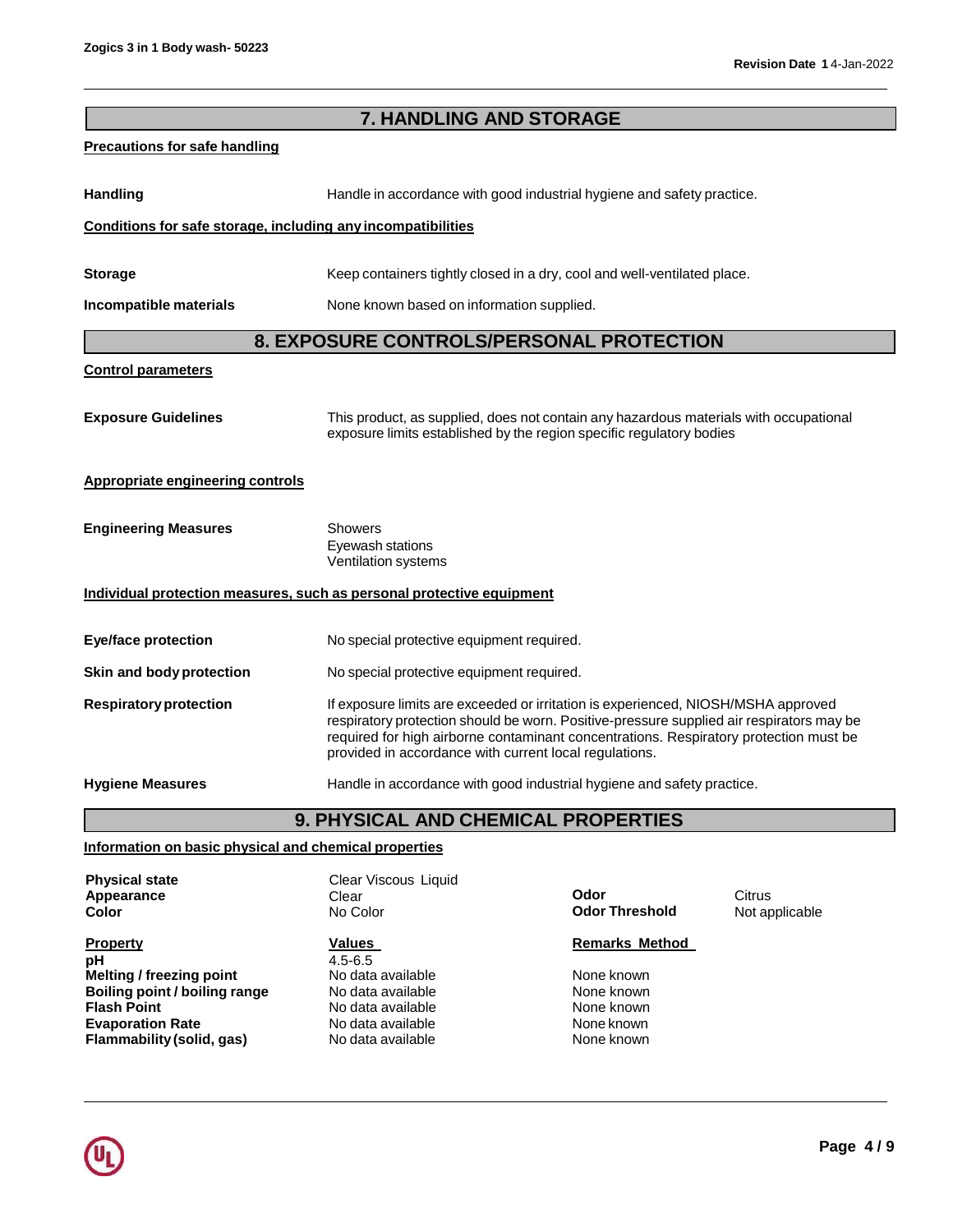## 7. HANDLING AND STORAGE

**Precautions for safe handling**

**Handling** Handle in accordance with good industrial hygiene and safety practice.

**Conditions for safe storage, including any incompatibilities**

**Storage** Keep containers tightly closed in a dry, cool and well-ventilated place.

**Incompatible materials** None known based on information supplied.

## 8. EXPOSURE CONTROLS/PERSONAL PROTECTION

**Control parameters**

**Exposure Guidelines** This product, as supplied, does not contain any hazardous materials with occupational exposure limits established by the region specific regulatory bodies

**Appropriate engineering controls**

**Engineering Measures**
Showers
Eyewash stations
Ventilation systems

**Individual protection measures, such as personal protective equipment**

**Eye/face protection** No special protective equipment required.

**Skin and body protection** No special protective equipment required.

**Respiratory protection** If exposure limits are exceeded or irritation is experienced, NIOSH/MSHA approved respiratory protection should be worn. Positive-pressure supplied air respirators may be required for high airborne contaminant concentrations. Respiratory protection must be provided in accordance with current local regulations.

**Hygiene Measures** Handle in accordance with good industrial hygiene and safety practice.

## 9. PHYSICAL AND CHEMICAL PROPERTIES

**Information on basic physical and chemical properties**

**Physical state** Clear Viscous Liquid
**Appearance** Clear
**Color** No Color
**Odor** Citrus
**Odor Threshold** Not applicable

| Property | Values | Remarks Method |
|---|---|---|
| **pH** | 4.5-6.5 | |
| **Melting / freezing point** | No data available | None known |
| **Boiling point / boiling range** | No data available | None known |
| **Flash Point** | No data available | None known |
| **Evaporation Rate** | No data available | None known |
| **Flammability (solid, gas)** | No data available | None known |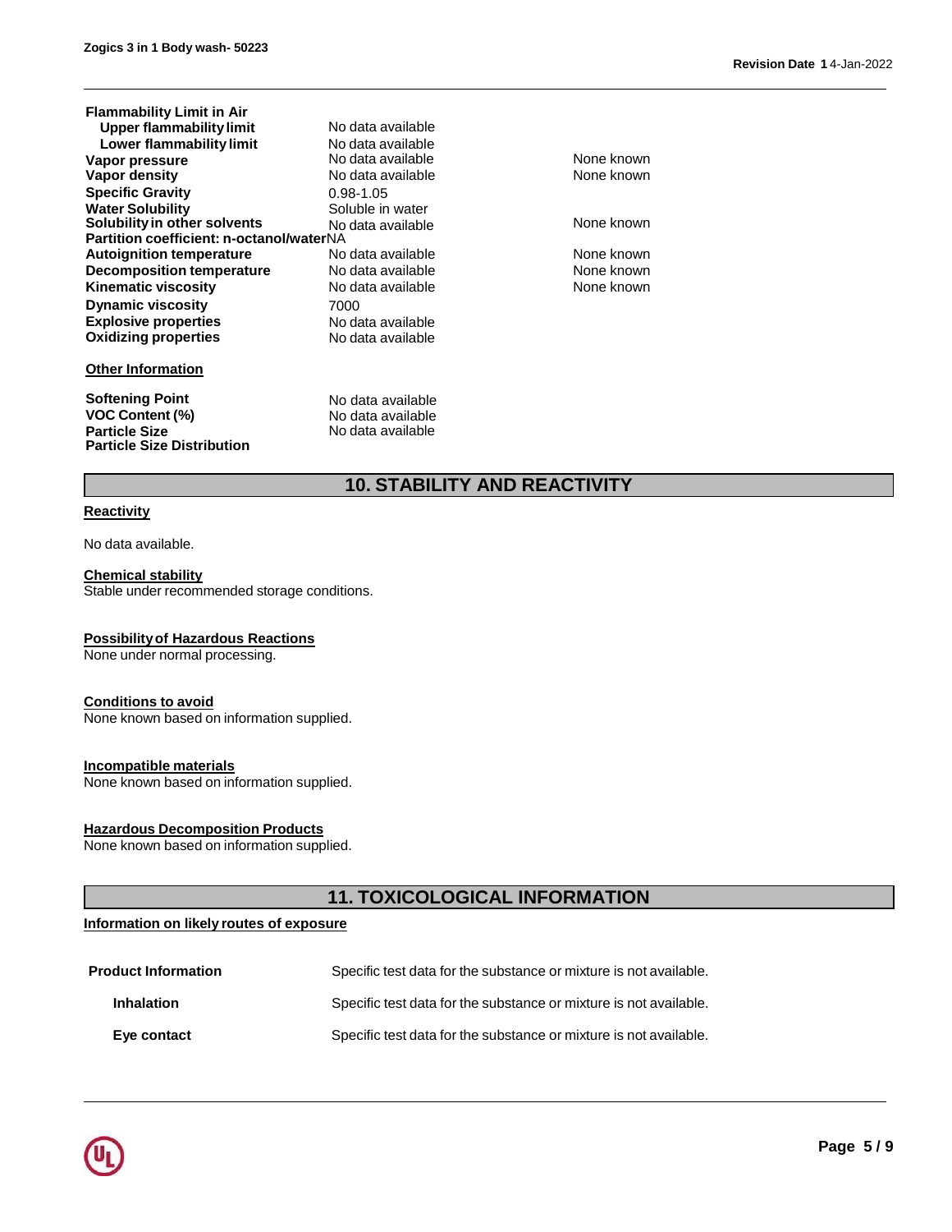| Property | Values | Remarks |
|---|---|---|
| **Flammability Limit in Air** | | |
| **Upper flammability limit** | No data available | |
| **Lower flammability limit** | No data available | |
| **Vapor pressure** | No data available | None known |
| **Vapor density** | No data available | None known |
| **Specific Gravity** | 0.98-1.05 | |
| **Water Solubility** | Soluble in water | |
| **Solubility in other solvents** | No data available | None known |
| **Partition coefficient: n-octanol/water** | NA | |
| **Autoignition temperature** | No data available | None known |
| **Decomposition temperature** | No data available | None known |
| **Kinematic viscosity** | No data available | None known |
| **Dynamic viscosity** | 7000 | |
| **Explosive properties** | No data available | |
| **Oxidizing properties** | No data available | |

**Other Information**

| | |
|---|---|
| **Softening Point** | No data available |
| **VOC Content (%)** | No data available |
| **Particle Size** | No data available |
| **Particle Size Distribution** | |

## 10. STABILITY AND REACTIVITY

**Reactivity**

No data available.

**Chemical stability**

Stable under recommended storage conditions.

**Possibility of Hazardous Reactions**

None under normal processing.

**Conditions to avoid**

None known based on information supplied.

**Incompatible materials**

None known based on information supplied.

**Hazardous Decomposition Products**

None known based on information supplied.

## 11. TOXICOLOGICAL INFORMATION

**Information on likely routes of exposure**

| | |
|---|---|
| **Product Information** | Specific test data for the substance or mixture is not available. |
| **Inhalation** | Specific test data for the substance or mixture is not available. |
| **Eye contact** | Specific test data for the substance or mixture is not available. |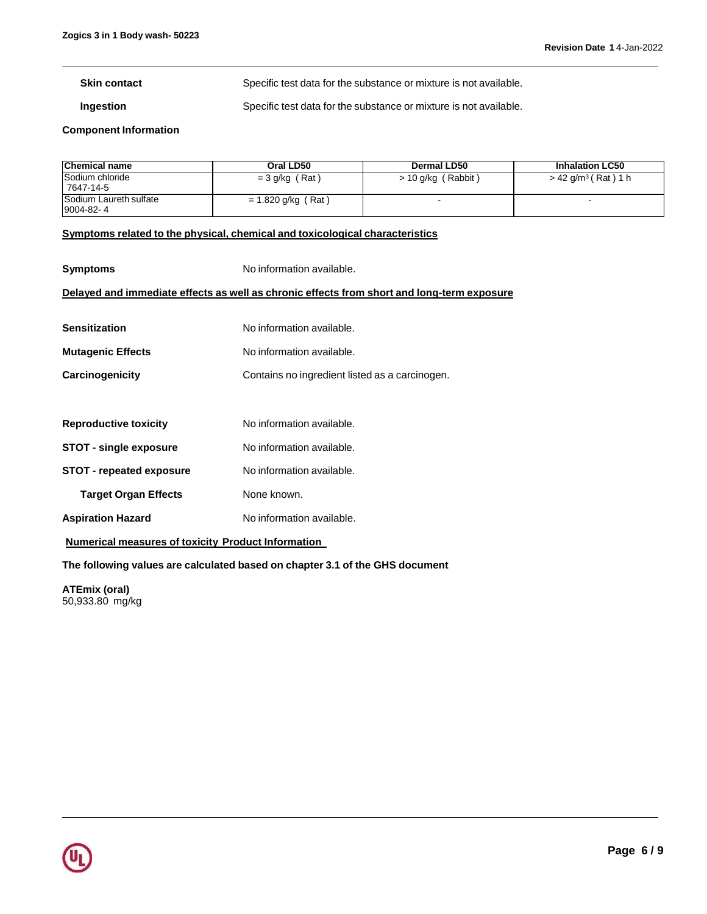**Skin contact** Specific test data for the substance or mixture is not available.

**Ingestion** Specific test data for the substance or mixture is not available.

**Component Information**

| Chemical name | Oral LD50 | Dermal LD50 | Inhalation LC50 |
|---|---|---|---|
| Sodium chloride 7647-14-5 | = 3 g/kg ( Rat ) | > 10 g/kg ( Rabbit ) | > 42 g/m³ ( Rat ) 1 h |
| Sodium Laureth sulfate 9004-82- 4 | = 1.820 g/kg ( Rat ) | - | - |

**Symptoms related to the physical, chemical and toxicological characteristics**

**Symptoms** No information available.

**Delayed and immediate effects as well as chronic effects from short and long-term exposure**

**Sensitization** No information available.

**Mutagenic Effects** No information available.

**Carcinogenicity** Contains no ingredient listed as a carcinogen.

**Reproductive toxicity** No information available.

**STOT - single exposure** No information available.

**STOT - repeated exposure** No information available.

**Target Organ Effects** None known.

**Aspiration Hazard** No information available.

**Numerical measures of toxicity Product Information**

**The following values are calculated based on chapter 3.1 of the GHS document**

**ATEmix (oral)**
50,933.80 mg/kg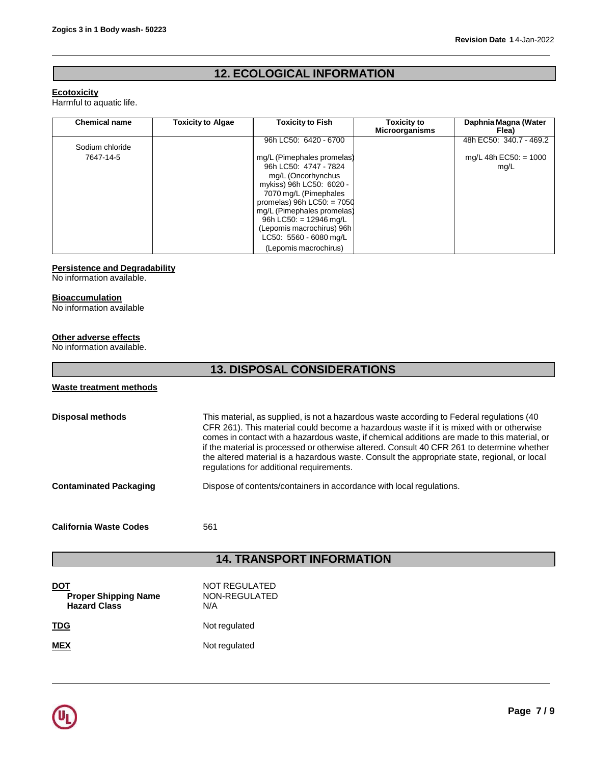## 12. ECOLOGICAL INFORMATION

**Ecotoxicity**
Harmful to aquatic life.

| Chemical name | Toxicity to Algae | Toxicity to Fish | Toxicity to Microorganisms | Daphnia Magna (Water Flea) |
|---|---|---|---|---|
| Sodium chloride 7647-14-5 | | 96h LC50: 6420 - 6700 mg/L (Pimephales promelas) 96h LC50: 4747 - 7824 mg/L (Oncorhynchus mykiss) 96h LC50: 6020 - 7070 mg/L (Pimephales promelas) 96h LC50: = 7050 mg/L (Pimephales promelas) 96h LC50: = 12946 mg/L (Lepomis macrochirus) 96h LC50: 5560 - 6080 mg/L (Lepomis macrochirus) | | 48h EC50: 340.7 - 469.2 mg/L 48h EC50: = 1000 mg/L |

**Persistence and Degradability**
No information available.

**Bioaccumulation**
No information available

**Other adverse effects**
No information available.

## 13. DISPOSAL CONSIDERATIONS

**Waste treatment methods**

**Disposal methods**
This material, as supplied, is not a hazardous waste according to Federal regulations (40 CFR 261). This material could become a hazardous waste if it is mixed with or otherwise comes in contact with a hazardous waste, if chemical additions are made to this material, or if the material is processed or otherwise altered. Consult 40 CFR 261 to determine whether the altered material is a hazardous waste. Consult the appropriate state, regional, or local regulations for additional requirements.

**Contaminated Packaging**
Dispose of contents/containers in accordance with local regulations.

**California Waste Codes**
561

## 14. TRANSPORT INFORMATION

**DOT** NOT REGULATED
**Proper Shipping Name** NON-REGULATED
**Hazard Class** N/A

**TDG** Not regulated

**MEX** Not regulated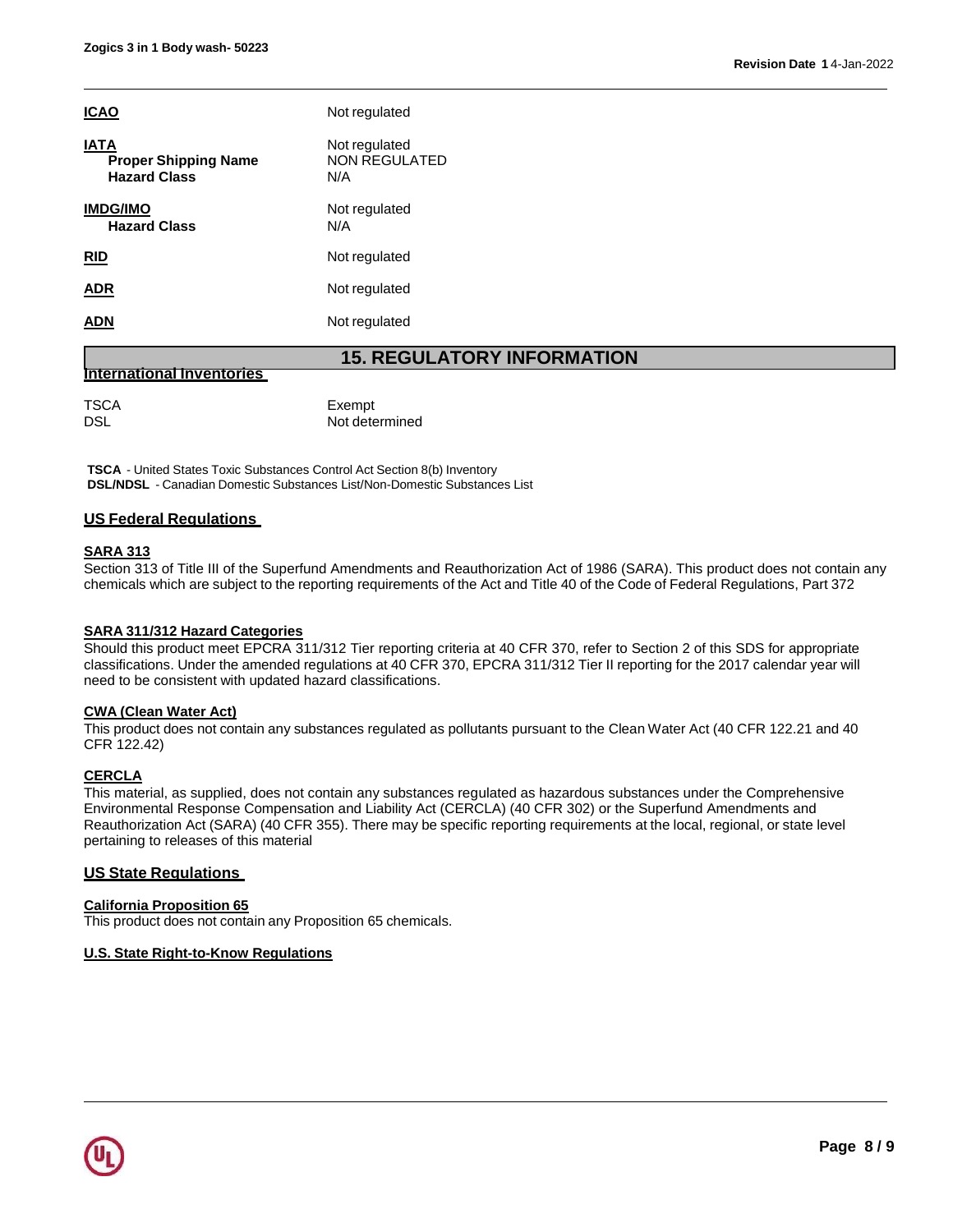**ICAO** Not regulated

**IATA** Not regulated

| | |
|---|---|
| **Proper Shipping Name** | NON REGULATED |
| **Hazard Class** | N/A |

**IMDG/IMO** Not regulated

| | |
|---|---|
| **Hazard Class** | N/A |

**RID** Not regulated

**ADR** Not regulated

**ADN** Not regulated

# 15. REGULATORY INFORMATION

## International Inventories

| | |
|---|---|
| TSCA | Exempt |
| DSL | Not determined |

**TSCA** - United States Toxic Substances Control Act Section 8(b) Inventory
**DSL/NDSL** - Canadian Domestic Substances List/Non-Domestic Substances List

## US Federal Regulations

### SARA 313

Section 313 of Title III of the Superfund Amendments and Reauthorization Act of 1986 (SARA). This product does not contain any chemicals which are subject to the reporting requirements of the Act and Title 40 of the Code of Federal Regulations, Part 372

### SARA 311/312 Hazard Categories

Should this product meet EPCRA 311/312 Tier reporting criteria at 40 CFR 370, refer to Section 2 of this SDS for appropriate classifications. Under the amended regulations at 40 CFR 370, EPCRA 311/312 Tier II reporting for the 2017 calendar year will need to be consistent with updated hazard classifications.

### CWA (Clean Water Act)

This product does not contain any substances regulated as pollutants pursuant to the Clean Water Act (40 CFR 122.21 and 40 CFR 122.42)

### CERCLA

This material, as supplied, does not contain any substances regulated as hazardous substances under the Comprehensive Environmental Response Compensation and Liability Act (CERCLA) (40 CFR 302) or the Superfund Amendments and Reauthorization Act (SARA) (40 CFR 355). There may be specific reporting requirements at the local, regional, or state level pertaining to releases of this material

## US State Regulations

### California Proposition 65

This product does not contain any Proposition 65 chemicals.

### U.S. State Right-to-Know Regulations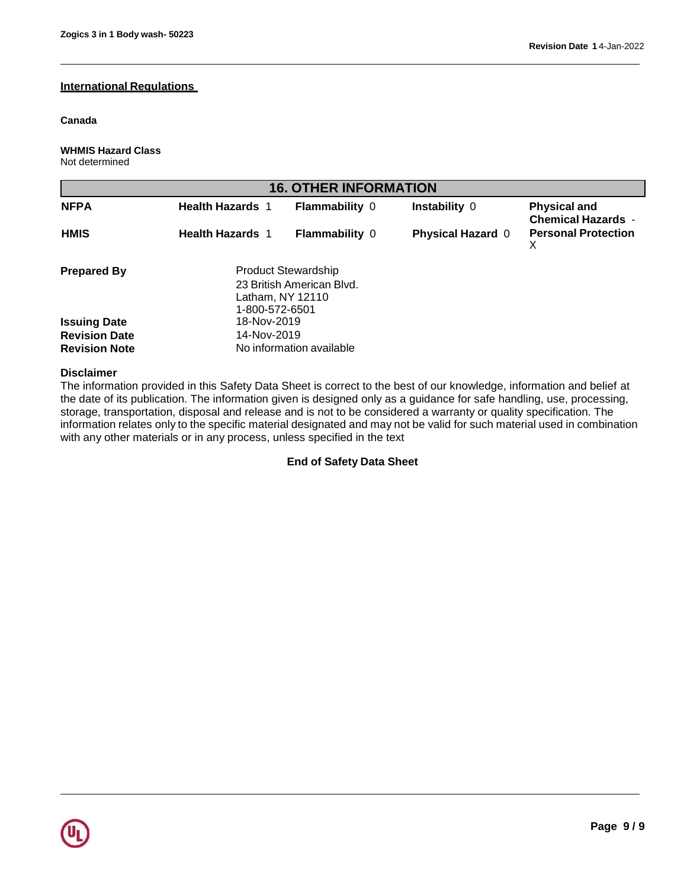## International Regulations

**Canada**

**WHMIS Hazard Class**
Not determined

## 16. OTHER INFORMATION

| | | | | |
|---|---|---|---|---|
| **NFPA** | **Health Hazards** 1 | **Flammability** 0 | **Instability** 0 | **Physical and Chemical Hazards** - |
| **HMIS** | **Health Hazards** 1 | **Flammability** 0 | **Physical Hazard** 0 | **Personal Protection** X |

**Prepared By** Product Stewardship
23 British American Blvd.
Latham, NY 12110
1-800-572-6501

**Issuing Date** 18-Nov-2019
**Revision Date** 14-Nov-2019
**Revision Note** No information available

**Disclaimer**
The information provided in this Safety Data Sheet is correct to the best of our knowledge, information and belief at the date of its publication. The information given is designed only as a guidance for safe handling, use, processing, storage, transportation, disposal and release and is not to be considered a warranty or quality specification. The information relates only to the specific material designated and may not be valid for such material used in combination with any other materials or in any process, unless specified in the text

**End of Safety Data Sheet**